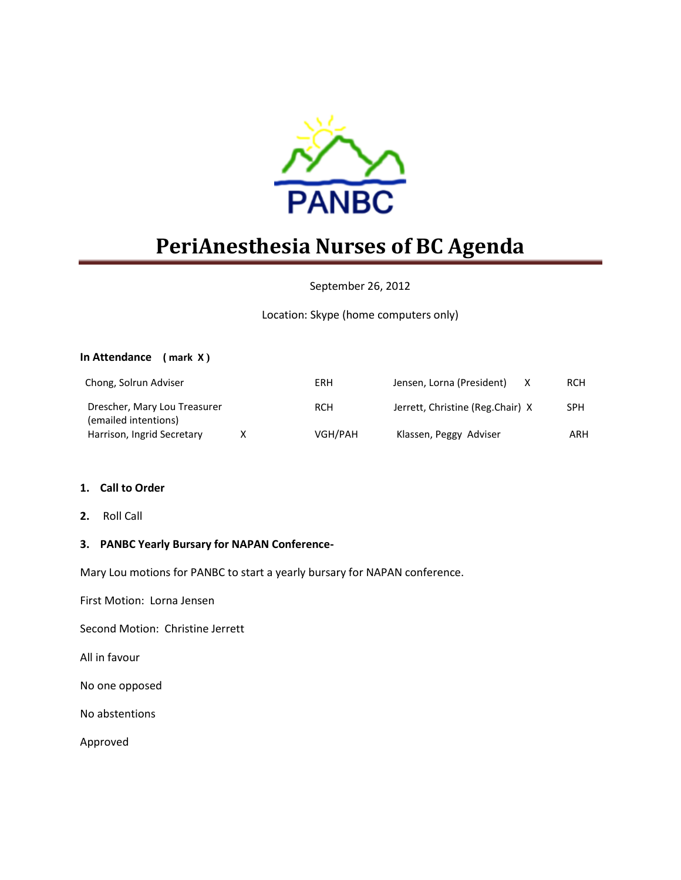PANBC

# PeriAnesthesia Nurses of BC Agenda

September 26, 2012

Location: Skype (home computers only)

**In Attendance ( mark X )**

| Name | | Site | Name | | Site |
|---|---|---|---|---|---|
| Chong, Solrun Adviser | | ERH | Jensen, Lorna (President) | X | RCH |
| Drescher, Mary Lou Treasurer (emailed intentions) | | RCH | Jerrett, Christine (Reg.Chair) | X | SPH |
| Harrison, Ingrid Secretary | X | VGH/PAH | Klassen, Peggy Adviser | | ARH |

1. **Call to Order**
2. Roll Call
3. **PANBC Yearly Bursary for NAPAN Conference-**

Mary Lou motions for PANBC to start a yearly bursary for NAPAN conference.

First Motion: Lorna Jensen

Second Motion: Christine Jerrett

All in favour

No one opposed

No abstentions

Approved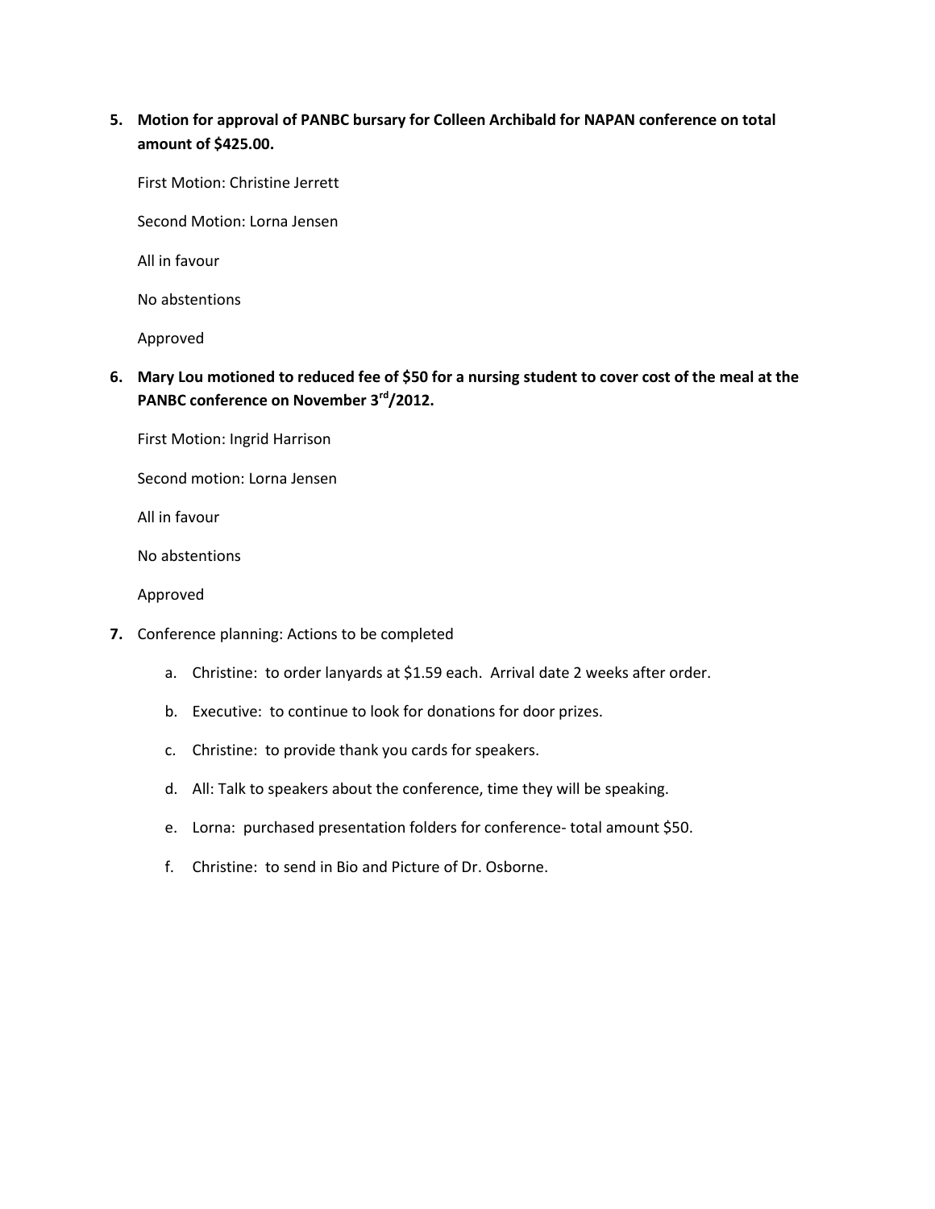5. **Motion for approval of PANBC bursary for Colleen Archibald for NAPAN conference on total amount of $425.00.**

   First Motion: Christine Jerrett

   Second Motion: Lorna Jensen

   All in favour

   No abstentions

   Approved

6. **Mary Lou motioned to reduced fee of $50 for a nursing student to cover cost of the meal at the PANBC conference on November 3rd/2012.**

   First Motion: Ingrid Harrison

   Second motion: Lorna Jensen

   All in favour

   No abstentions

   Approved

7. Conference planning: Actions to be completed

   a. Christine: to order lanyards at $1.59 each. Arrival date 2 weeks after order.

   b. Executive: to continue to look for donations for door prizes.

   c. Christine: to provide thank you cards for speakers.

   d. All: Talk to speakers about the conference, time they will be speaking.

   e. Lorna: purchased presentation folders for conference- total amount $50.

   f. Christine: to send in Bio and Picture of Dr. Osborne.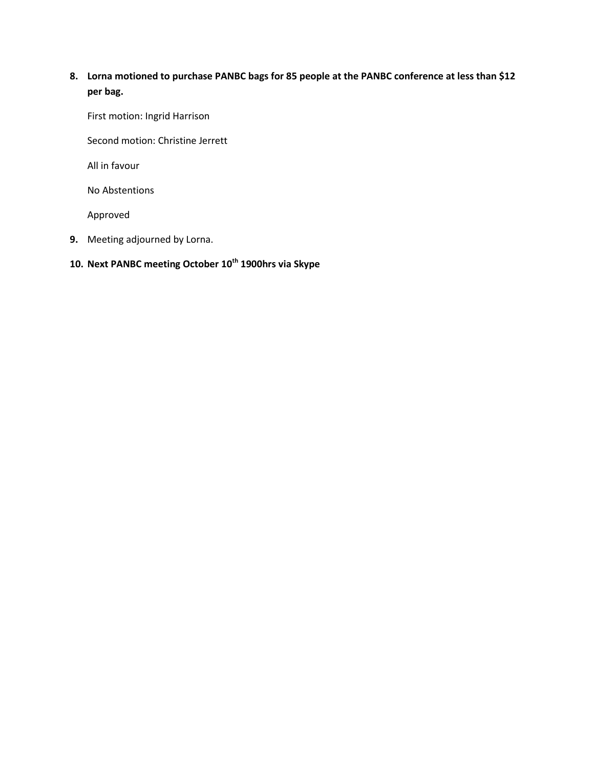8. **Lorna motioned to purchase PANBC bags for 85 people at the PANBC conference at less than $12 per bag.**

   First motion: Ingrid Harrison

   Second motion: Christine Jerrett

   All in favour

   No Abstentions

   Approved

9. Meeting adjourned by Lorna.

10. **Next PANBC meeting October 10th 1900hrs via Skype**